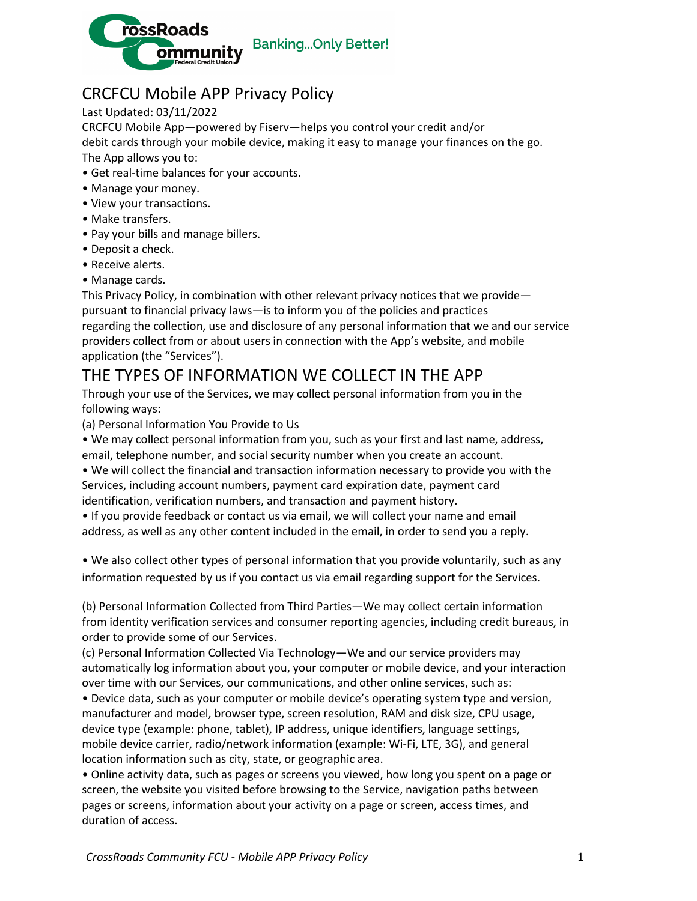CrossRoads Community Federal Credit Union Banking...Only Better!

# CRCFCU Mobile APP Privacy Policy

Last Updated: 03/11/2022

CRCFCU Mobile App—powered by Fiserv—helps you control your credit and/or debit cards through your mobile device, making it easy to manage your finances on the go. The App allows you to:

- Get real-time balances for your accounts.
- Manage your money.
- View your transactions.
- Make transfers.
- Pay your bills and manage billers.
- Deposit a check.
- Receive alerts.
- Manage cards.

This Privacy Policy, in combination with other relevant privacy notices that we provide—pursuant to financial privacy laws—is to inform you of the policies and practices regarding the collection, use and disclosure of any personal information that we and our service providers collect from or about users in connection with the App's website, and mobile application (the "Services").

## THE TYPES OF INFORMATION WE COLLECT IN THE APP

Through your use of the Services, we may collect personal information from you in the following ways:

(a) Personal Information You Provide to Us

- We may collect personal information from you, such as your first and last name, address, email, telephone number, and social security number when you create an account.
- We will collect the financial and transaction information necessary to provide you with the Services, including account numbers, payment card expiration date, payment card identification, verification numbers, and transaction and payment history.
- If you provide feedback or contact us via email, we will collect your name and email address, as well as any other content included in the email, in order to send you a reply.
- We also collect other types of personal information that you provide voluntarily, such as any information requested by us if you contact us via email regarding support for the Services.

(b) Personal Information Collected from Third Parties—We may collect certain information from identity verification services and consumer reporting agencies, including credit bureaus, in order to provide some of our Services.

(c) Personal Information Collected Via Technology—We and our service providers may automatically log information about you, your computer or mobile device, and your interaction over time with our Services, our communications, and other online services, such as:

- Device data, such as your computer or mobile device's operating system type and version, manufacturer and model, browser type, screen resolution, RAM and disk size, CPU usage, device type (example: phone, tablet), IP address, unique identifiers, language settings, mobile device carrier, radio/network information (example: Wi-Fi, LTE, 3G), and general location information such as city, state, or geographic area.
- Online activity data, such as pages or screens you viewed, how long you spent on a page or screen, the website you visited before browsing to the Service, navigation paths between pages or screens, information about your activity on a page or screen, access times, and duration of access.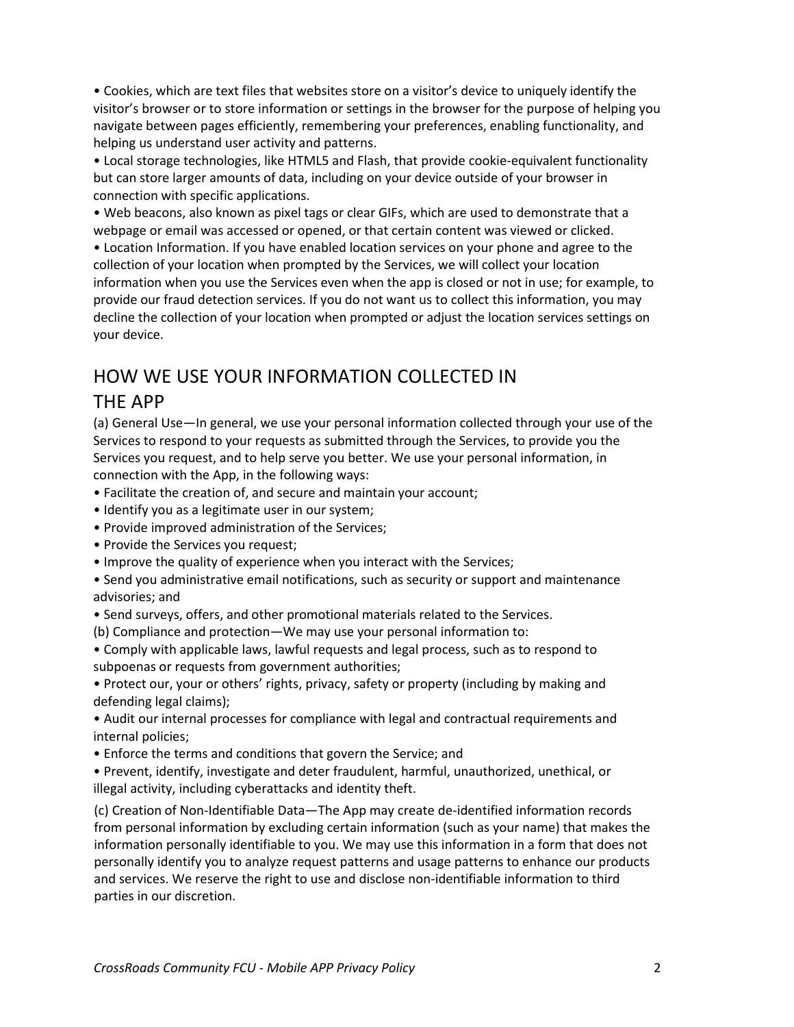- Cookies, which are text files that websites store on a visitor's device to uniquely identify the visitor's browser or to store information or settings in the browser for the purpose of helping you navigate between pages efficiently, remembering your preferences, enabling functionality, and helping us understand user activity and patterns.
- Local storage technologies, like HTML5 and Flash, that provide cookie-equivalent functionality but can store larger amounts of data, including on your device outside of your browser in connection with specific applications.
- Web beacons, also known as pixel tags or clear GIFs, which are used to demonstrate that a webpage or email was accessed or opened, or that certain content was viewed or clicked.
- Location Information. If you have enabled location services on your phone and agree to the collection of your location when prompted by the Services, we will collect your location information when you use the Services even when the app is closed or not in use; for example, to provide our fraud detection services. If you do not want us to collect this information, you may decline the collection of your location when prompted or adjust the location services settings on your device.

## HOW WE USE YOUR INFORMATION COLLECTED IN THE APP

(a) General Use—In general, we use your personal information collected through your use of the Services to respond to your requests as submitted through the Services, to provide you the Services you request, and to help serve you better. We use your personal information, in connection with the App, in the following ways:

- Facilitate the creation of, and secure and maintain your account;
- Identify you as a legitimate user in our system;
- Provide improved administration of the Services;
- Provide the Services you request;
- Improve the quality of experience when you interact with the Services;
- Send you administrative email notifications, such as security or support and maintenance advisories; and
- Send surveys, offers, and other promotional materials related to the Services.

(b) Compliance and protection—We may use your personal information to:

- Comply with applicable laws, lawful requests and legal process, such as to respond to subpoenas or requests from government authorities;
- Protect our, your or others' rights, privacy, safety or property (including by making and defending legal claims);
- Audit our internal processes for compliance with legal and contractual requirements and internal policies;
- Enforce the terms and conditions that govern the Service; and
- Prevent, identify, investigate and deter fraudulent, harmful, unauthorized, unethical, or illegal activity, including cyberattacks and identity theft.

(c) Creation of Non-Identifiable Data—The App may create de-identified information records from personal information by excluding certain information (such as your name) that makes the information personally identifiable to you. We may use this information in a form that does not personally identify you to analyze request patterns and usage patterns to enhance our products and services. We reserve the right to use and disclose non-identifiable information to third parties in our discretion.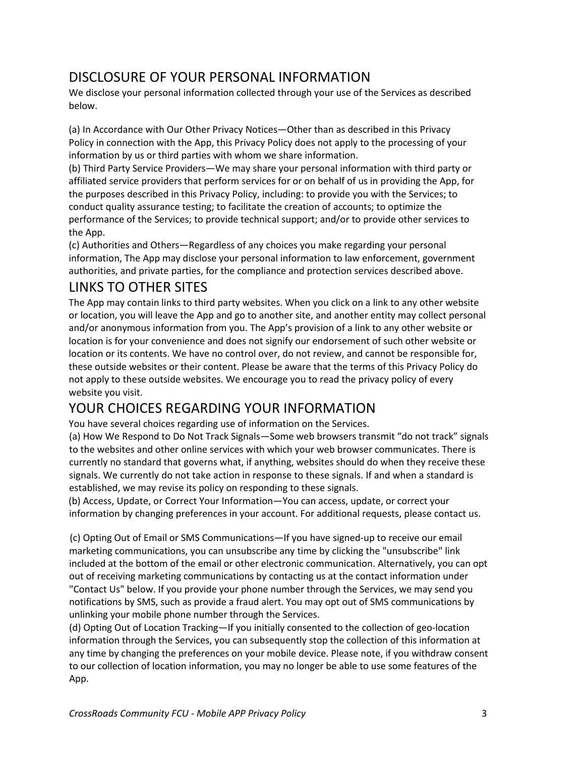## DISCLOSURE OF YOUR PERSONAL INFORMATION

We disclose your personal information collected through your use of the Services as described below.

(a) In Accordance with Our Other Privacy Notices—Other than as described in this Privacy Policy in connection with the App, this Privacy Policy does not apply to the processing of your information by us or third parties with whom we share information.

(b) Third Party Service Providers—We may share your personal information with third party or affiliated service providers that perform services for or on behalf of us in providing the App, for the purposes described in this Privacy Policy, including: to provide you with the Services; to conduct quality assurance testing; to facilitate the creation of accounts; to optimize the performance of the Services; to provide technical support; and/or to provide other services to the App.

(c) Authorities and Others—Regardless of any choices you make regarding your personal information, The App may disclose your personal information to law enforcement, government authorities, and private parties, for the compliance and protection services described above.

## LINKS TO OTHER SITES

The App may contain links to third party websites. When you click on a link to any other website or location, you will leave the App and go to another site, and another entity may collect personal and/or anonymous information from you. The App's provision of a link to any other website or location is for your convenience and does not signify our endorsement of such other website or location or its contents. We have no control over, do not review, and cannot be responsible for, these outside websites or their content. Please be aware that the terms of this Privacy Policy do not apply to these outside websites. We encourage you to read the privacy policy of every website you visit.

## YOUR CHOICES REGARDING YOUR INFORMATION

You have several choices regarding use of information on the Services.

(a) How We Respond to Do Not Track Signals—Some web browsers transmit "do not track" signals to the websites and other online services with which your web browser communicates. There is currently no standard that governs what, if anything, websites should do when they receive these signals. We currently do not take action in response to these signals. If and when a standard is established, we may revise its policy on responding to these signals.

(b) Access, Update, or Correct Your Information—You can access, update, or correct your information by changing preferences in your account. For additional requests, please contact us.

(c) Opting Out of Email or SMS Communications—If you have signed-up to receive our email marketing communications, you can unsubscribe any time by clicking the "unsubscribe" link included at the bottom of the email or other electronic communication. Alternatively, you can opt out of receiving marketing communications by contacting us at the contact information under "Contact Us" below. If you provide your phone number through the Services, we may send you notifications by SMS, such as provide a fraud alert. You may opt out of SMS communications by unlinking your mobile phone number through the Services.

(d) Opting Out of Location Tracking—If you initially consented to the collection of geo-location information through the Services, you can subsequently stop the collection of this information at any time by changing the preferences on your mobile device. Please note, if you withdraw consent to our collection of location information, you may no longer be able to use some features of the App.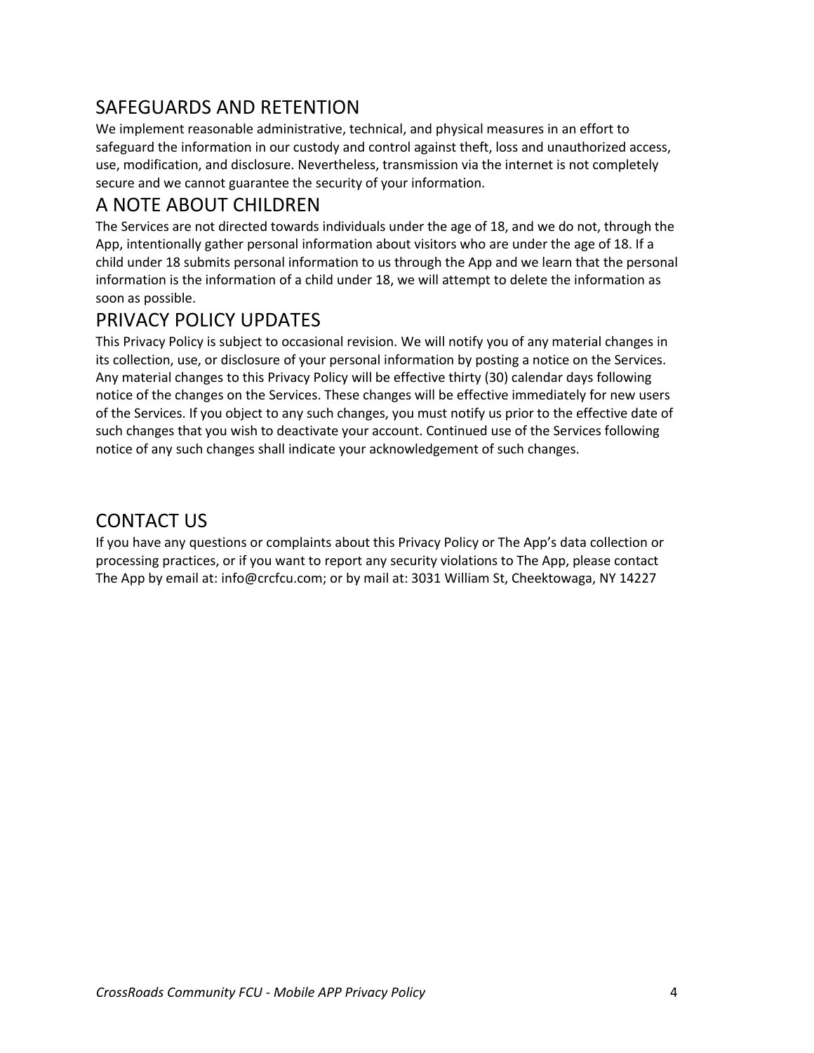## SAFEGUARDS AND RETENTION

We implement reasonable administrative, technical, and physical measures in an effort to safeguard the information in our custody and control against theft, loss and unauthorized access, use, modification, and disclosure. Nevertheless, transmission via the internet is not completely secure and we cannot guarantee the security of your information.

## A NOTE ABOUT CHILDREN

The Services are not directed towards individuals under the age of 18, and we do not, through the App, intentionally gather personal information about visitors who are under the age of 18. If a child under 18 submits personal information to us through the App and we learn that the personal information is the information of a child under 18, we will attempt to delete the information as soon as possible.

## PRIVACY POLICY UPDATES

This Privacy Policy is subject to occasional revision. We will notify you of any material changes in its collection, use, or disclosure of your personal information by posting a notice on the Services. Any material changes to this Privacy Policy will be effective thirty (30) calendar days following notice of the changes on the Services. These changes will be effective immediately for new users of the Services. If you object to any such changes, you must notify us prior to the effective date of such changes that you wish to deactivate your account. Continued use of the Services following notice of any such changes shall indicate your acknowledgement of such changes.

## CONTACT US

If you have any questions or complaints about this Privacy Policy or The App's data collection or processing practices, or if you want to report any security violations to The App, please contact The App by email at: info@crcfcu.com; or by mail at: 3031 William St, Cheektowaga, NY 14227